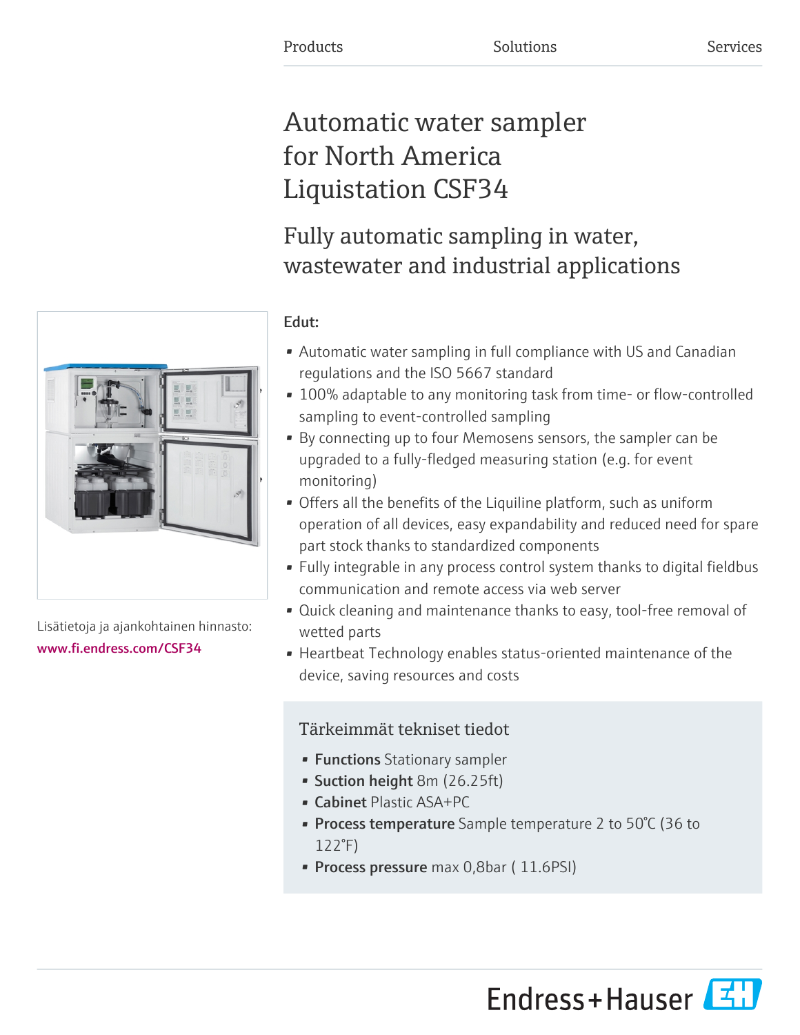Products Solutions Services

# Automatic water sampler for North America Liquistation CSF34

## Fully automatic sampling in water, wastewater and industrial applications

Lisätietoja ja ajankohtainen hinnasto:
www.fi.endress.com/CSF34

**Edut:**

- Automatic water sampling in full compliance with US and Canadian regulations and the ISO 5667 standard
- 100% adaptable to any monitoring task from time- or flow-controlled sampling to event-controlled sampling
- By connecting up to four Memosens sensors, the sampler can be upgraded to a fully-fledged measuring station (e.g. for event monitoring)
- Offers all the benefits of the Liquiline platform, such as uniform operation of all devices, easy expandability and reduced need for spare part stock thanks to standardized components
- Fully integrable in any process control system thanks to digital fieldbus communication and remote access via web server
- Quick cleaning and maintenance thanks to easy, tool-free removal of wetted parts
- Heartbeat Technology enables status-oriented maintenance of the device, saving resources and costs

### Tärkeimmät tekniset tiedot

- **Functions** Stationary sampler
- **Suction height** 8m (26.25ft)
- **Cabinet** Plastic ASA+PC
- **Process temperature** Sample temperature 2 to 50°C (36 to 122°F)
- **Process pressure** max 0,8bar ( 11.6PSI)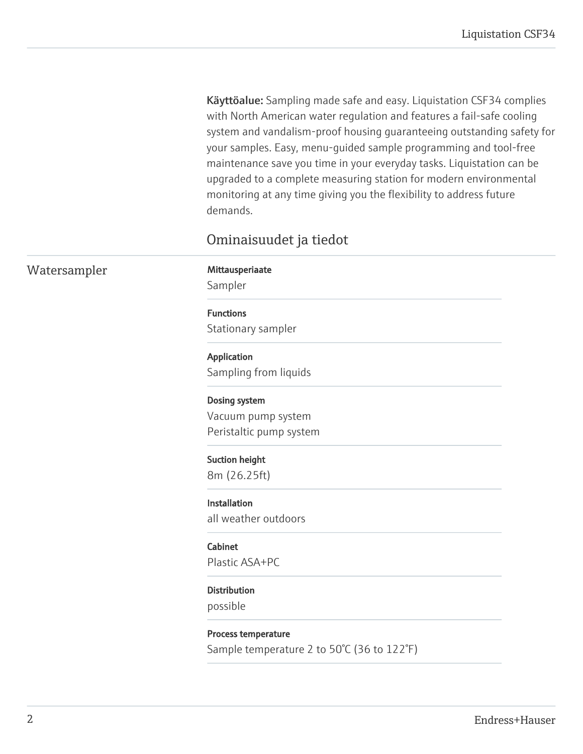**Käyttöalue:** Sampling made safe and easy. Liquistation CSF34 complies with North American water regulation and features a fail-safe cooling system and vandalism-proof housing guaranteeing outstanding safety for your samples. Easy, menu-guided sample programming and tool-free maintenance save you time in your everyday tasks. Liquistation can be upgraded to a complete measuring station for modern environmental monitoring at any time giving you the flexibility to address future demands.

## Ominaisuudet ja tiedot

### Watersampler

**Mittausperiaate**
Sampler

**Functions**
Stationary sampler

**Application**
Sampling from liquids

**Dosing system**
Vacuum pump system
Peristaltic pump system

**Suction height**
8m (26.25ft)

**Installation**
all weather outdoors

**Cabinet**
Plastic ASA+PC

**Distribution**
possible

**Process temperature**
Sample temperature 2 to 50°C (36 to 122°F)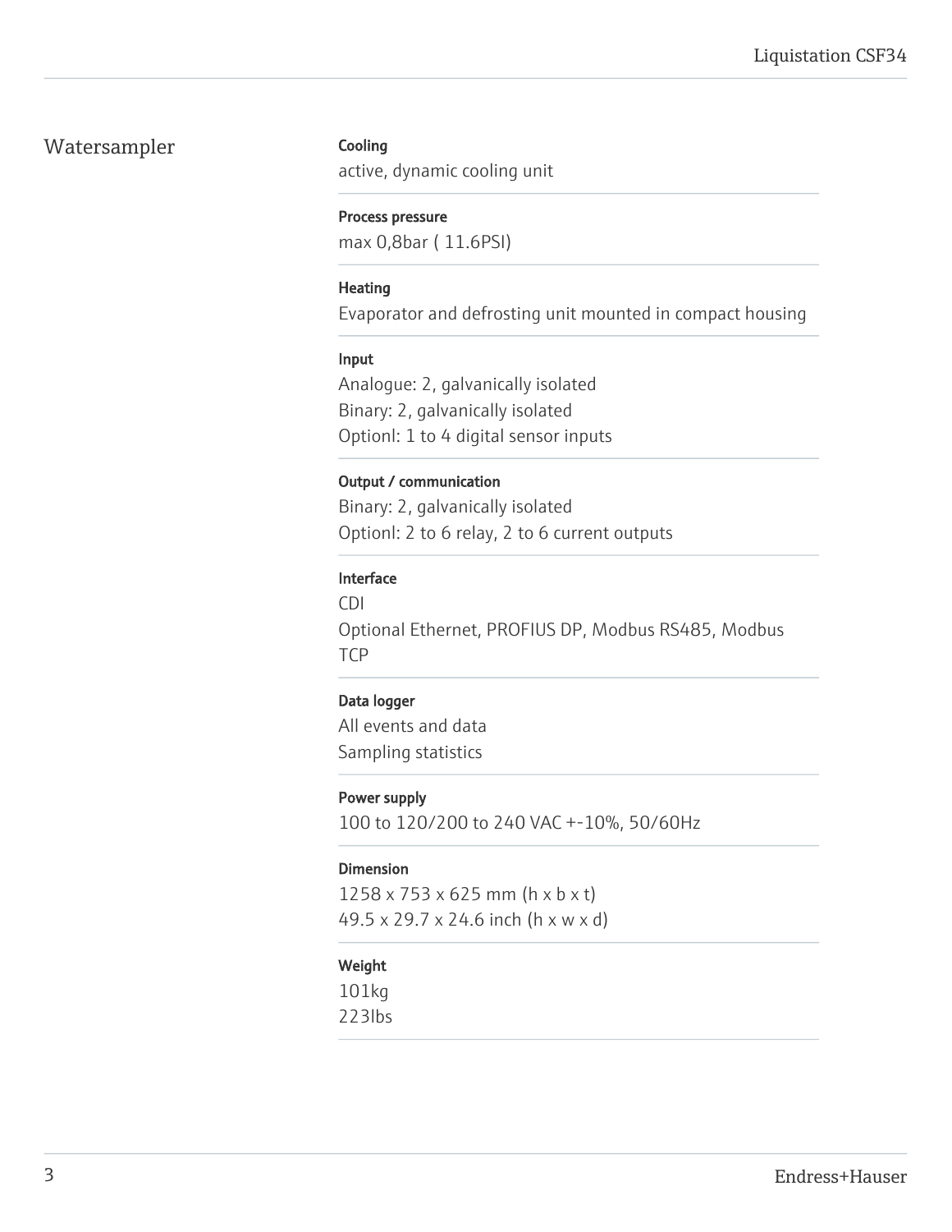## Watersampler

**Cooling**
active, dynamic cooling unit

**Process pressure**
max 0,8bar ( 11.6PSI)

**Heating**
Evaporator and defrosting unit mounted in compact housing

**Input**
Analogue: 2, galvanically isolated
Binary: 2, galvanically isolated
Optionl: 1 to 4 digital sensor inputs

**Output / communication**
Binary: 2, galvanically isolated
Optionl: 2 to 6 relay, 2 to 6 current outputs

**Interface**
CDI
Optional Ethernet, PROFIUS DP, Modbus RS485, Modbus TCP

**Data logger**
All events and data
Sampling statistics

**Power supply**
100 to 120/200 to 240 VAC +-10%, 50/60Hz

**Dimension**
1258 x 753 x 625 mm (h x b x t)
49.5 x 29.7 x 24.6 inch (h x w x d)

**Weight**
101kg
223lbs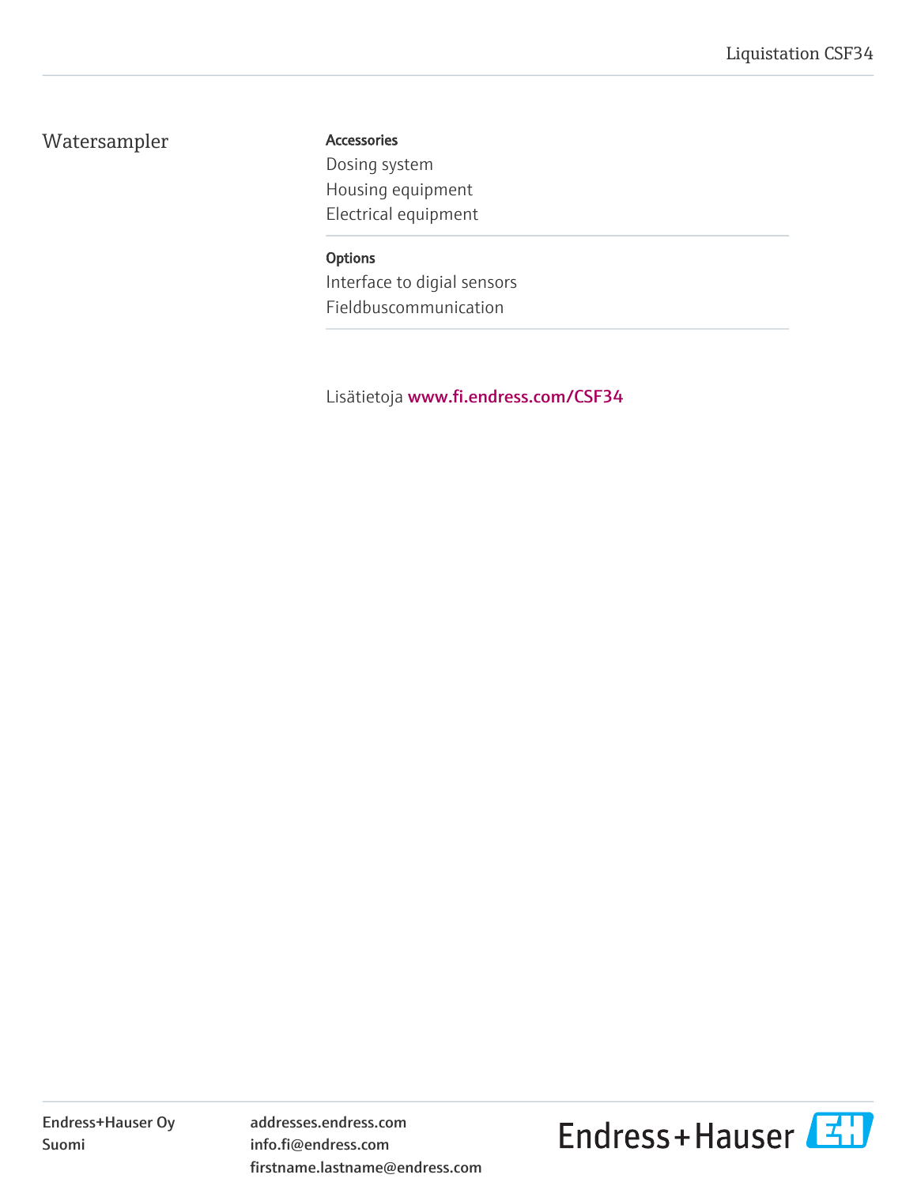## Watersampler

**Accessories**

Dosing system
Housing equipment
Electrical equipment

**Options**

Interface to digial sensors
Fieldbuscommunication

Lisätietoja **www.fi.endress.com/CSF34**

Endress+Hauser Oy
Suomi

addresses.endress.com
info.fi@endress.com
firstname.lastname@endress.com

Endress+Hauser